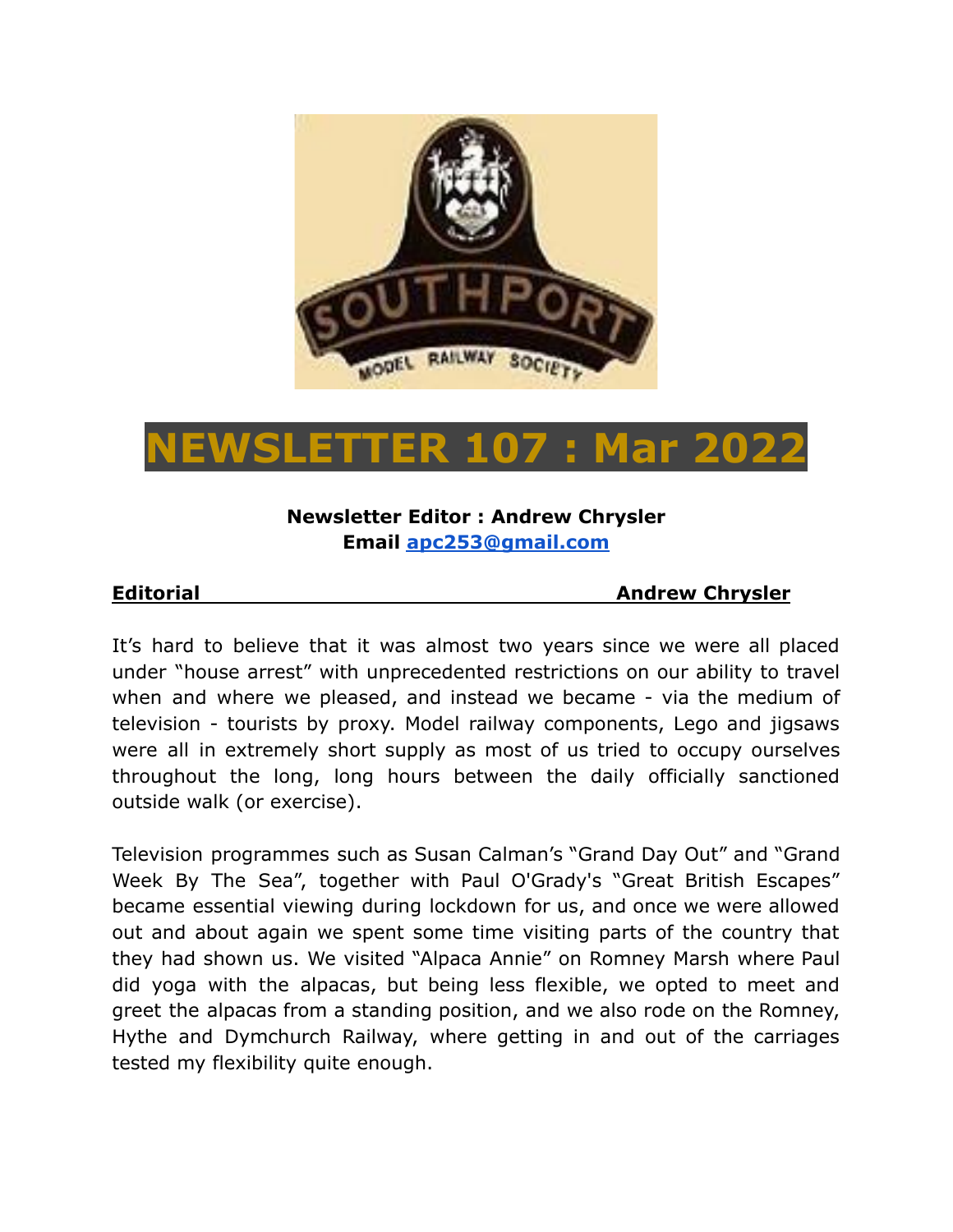# NEWSLETTER 107 : Mar 2022

**Newsletter Editor : Andrew Chrysler**
**Email apc253@gmail.com**

**Editorial — Andrew Chrysler**

It's hard to believe that it was almost two years since we were all placed under "house arrest" with unprecedented restrictions on our ability to travel when and where we pleased, and instead we became - via the medium of television - tourists by proxy. Model railway components, Lego and jigsaws were all in extremely short supply as most of us tried to occupy ourselves throughout the long, long hours between the daily officially sanctioned outside walk (or exercise).

Television programmes such as Susan Calman's "Grand Day Out" and "Grand Week By The Sea", together with Paul O'Grady's "Great British Escapes" became essential viewing during lockdown for us, and once we were allowed out and about again we spent some time visiting parts of the country that they had shown us. We visited "Alpaca Annie" on Romney Marsh where Paul did yoga with the alpacas, but being less flexible, we opted to meet and greet the alpacas from a standing position, and we also rode on the Romney, Hythe and Dymchurch Railway, where getting in and out of the carriages tested my flexibility quite enough.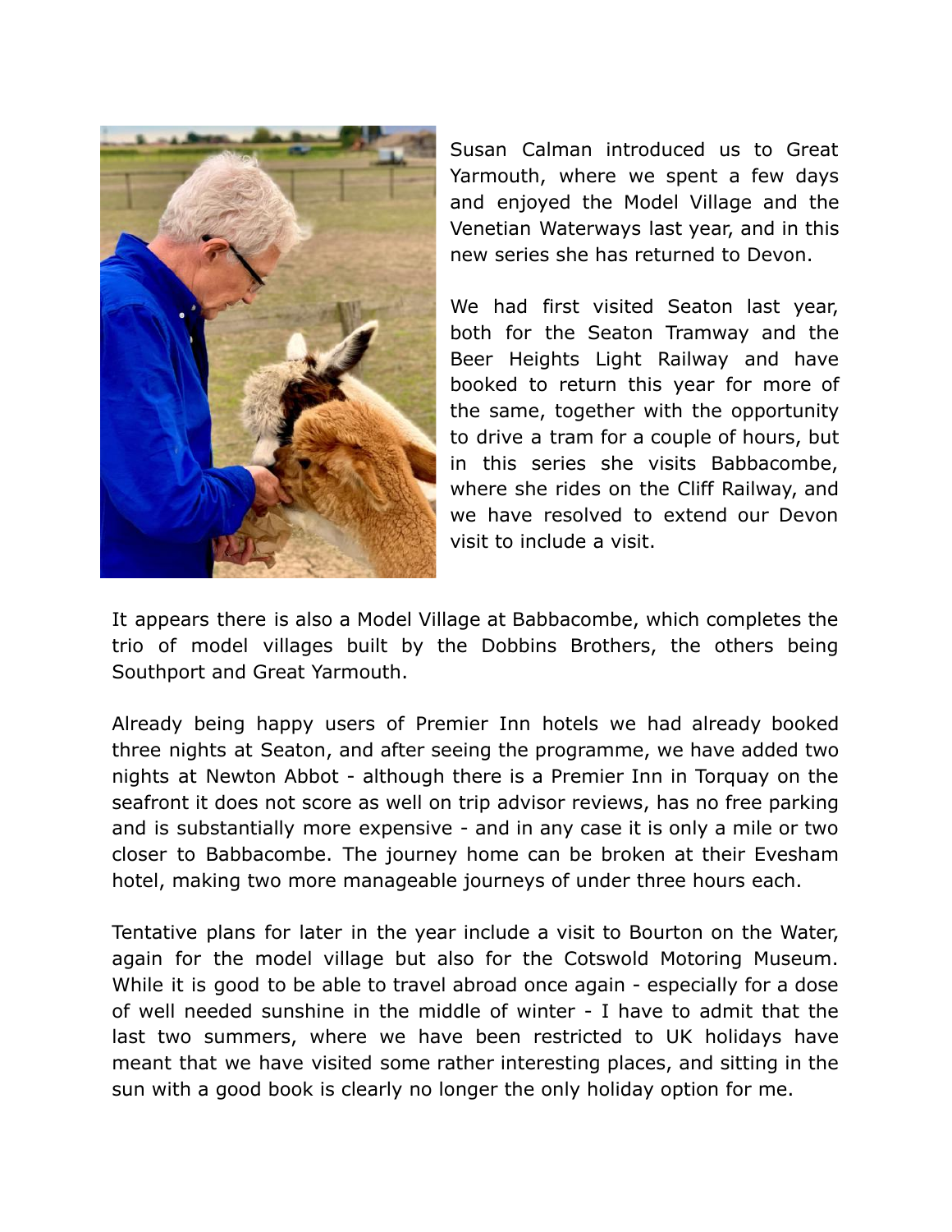Susan Calman introduced us to Great Yarmouth, where we spent a few days and enjoyed the Model Village and the Venetian Waterways last year, and in this new series she has returned to Devon.

We had first visited Seaton last year, both for the Seaton Tramway and the Beer Heights Light Railway and have booked to return this year for more of the same, together with the opportunity to drive a tram for a couple of hours, but in this series she visits Babbacombe, where she rides on the Cliff Railway, and we have resolved to extend our Devon visit to include a visit.

It appears there is also a Model Village at Babbacombe, which completes the trio of model villages built by the Dobbins Brothers, the others being Southport and Great Yarmouth.

Already being happy users of Premier Inn hotels we had already booked three nights at Seaton, and after seeing the programme, we have added two nights at Newton Abbot - although there is a Premier Inn in Torquay on the seafront it does not score as well on trip advisor reviews, has no free parking and is substantially more expensive - and in any case it is only a mile or two closer to Babbacombe. The journey home can be broken at their Evesham hotel, making two more manageable journeys of under three hours each.

Tentative plans for later in the year include a visit to Bourton on the Water, again for the model village but also for the Cotswold Motoring Museum. While it is good to be able to travel abroad once again - especially for a dose of well needed sunshine in the middle of winter - I have to admit that the last two summers, where we have been restricted to UK holidays have meant that we have visited some rather interesting places, and sitting in the sun with a good book is clearly no longer the only holiday option for me.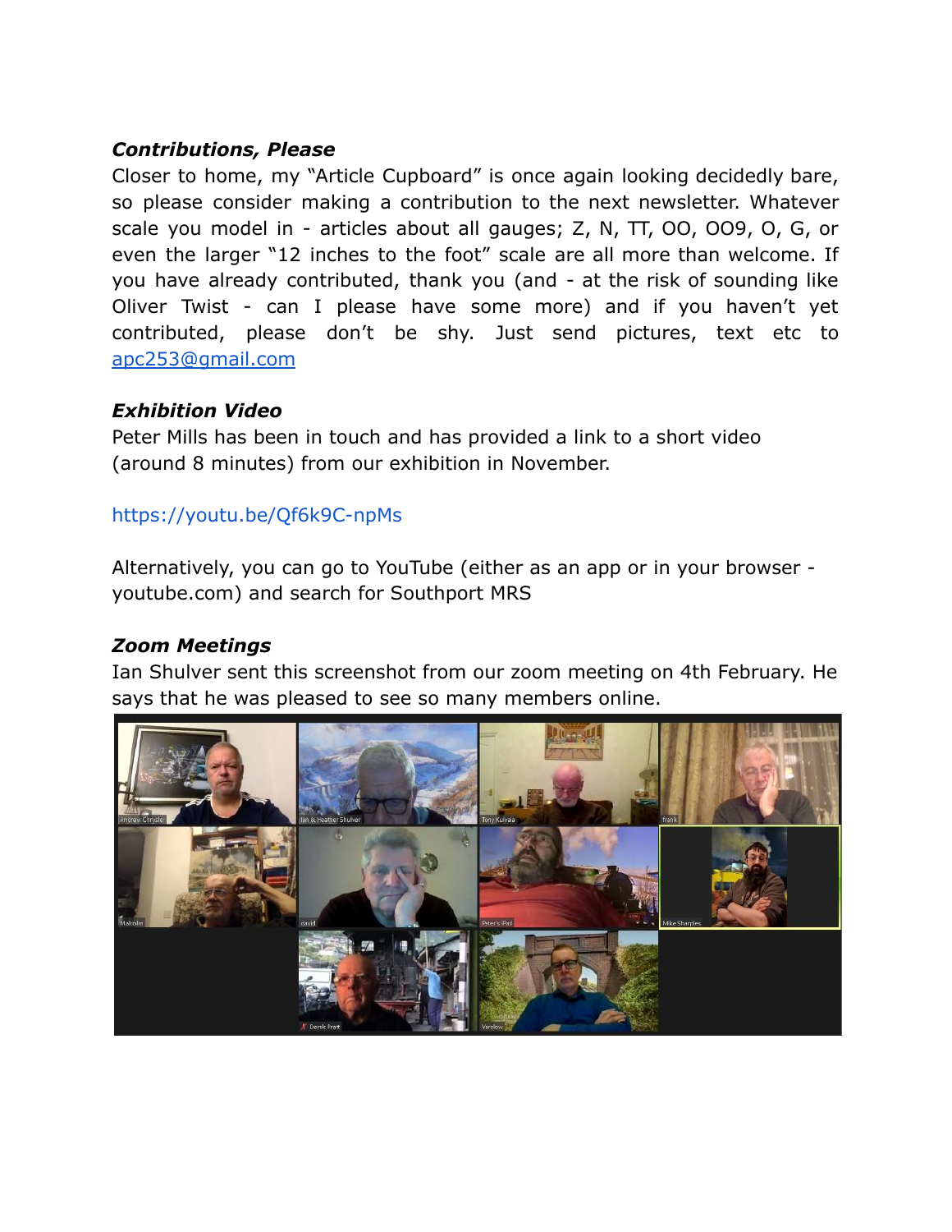### *Contributions, Please*

Closer to home, my "Article Cupboard" is once again looking decidedly bare, so please consider making a contribution to the next newsletter. Whatever scale you model in - articles about all gauges; Z, N, TT, OO, OO9, O, G, or even the larger "12 inches to the foot" scale are all more than welcome. If you have already contributed, thank you (and - at the risk of sounding like Oliver Twist - can I please have some more) and if you haven't yet contributed, please don't be shy. Just send pictures, text etc to apc253@gmail.com

### *Exhibition Video*

Peter Mills has been in touch and has provided a link to a short video (around 8 minutes) from our exhibition in November.

https://youtu.be/Qf6k9C-npMs

Alternatively, you can go to YouTube (either as an app or in your browser - youtube.com) and search for Southport MRS

### *Zoom Meetings*

Ian Shulver sent this screenshot from our zoom meeting on 4th February. He says that he was pleased to see so many members online.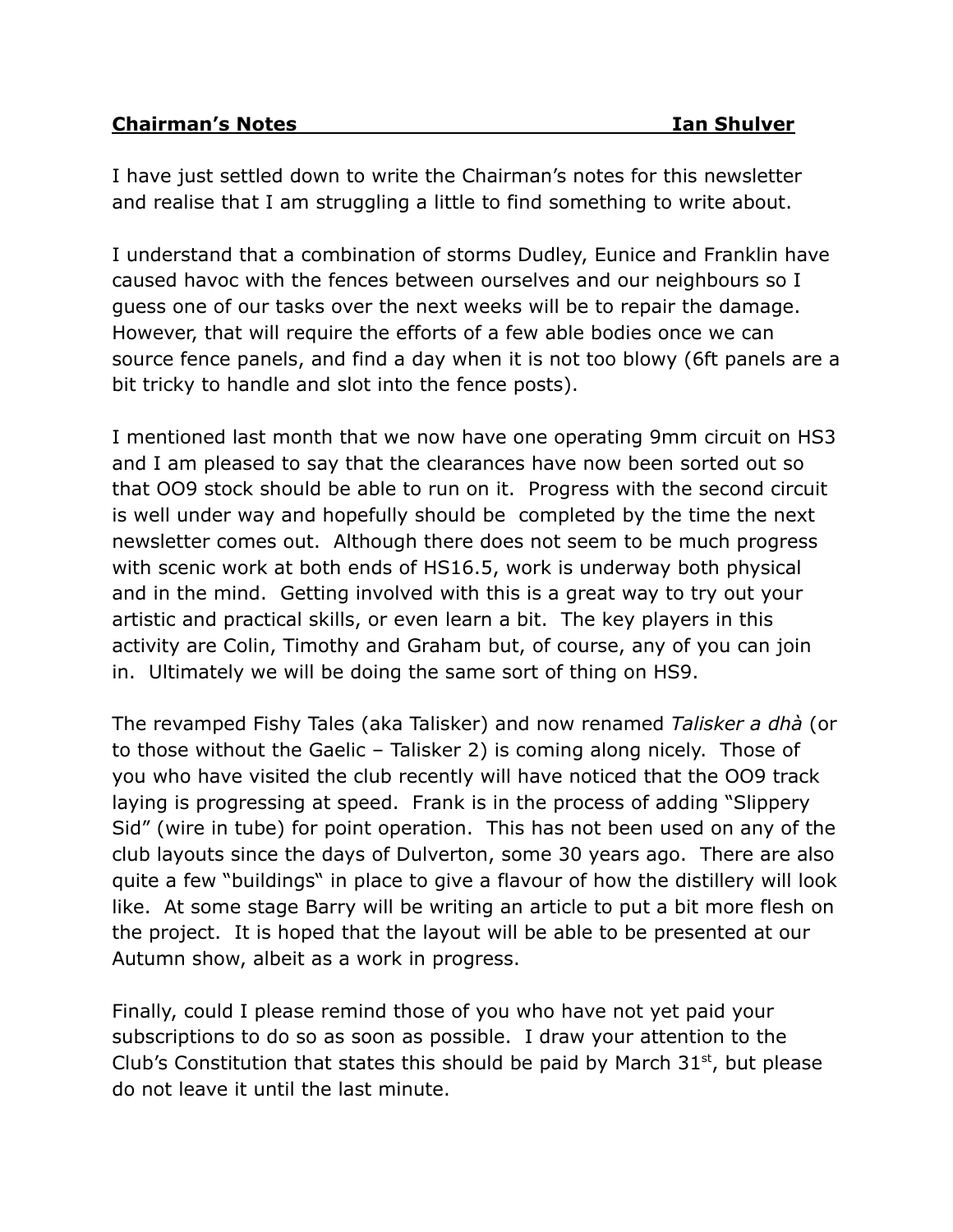**Chairman's Notes Ian Shulver**

I have just settled down to write the Chairman's notes for this newsletter and realise that I am struggling a little to find something to write about.

I understand that a combination of storms Dudley, Eunice and Franklin have caused havoc with the fences between ourselves and our neighbours so I guess one of our tasks over the next weeks will be to repair the damage. However, that will require the efforts of a few able bodies once we can source fence panels, and find a day when it is not too blowy (6ft panels are a bit tricky to handle and slot into the fence posts).

I mentioned last month that we now have one operating 9mm circuit on HS3 and I am pleased to say that the clearances have now been sorted out so that OO9 stock should be able to run on it. Progress with the second circuit is well under way and hopefully should be completed by the time the next newsletter comes out. Although there does not seem to be much progress with scenic work at both ends of HS16.5, work is underway both physical and in the mind. Getting involved with this is a great way to try out your artistic and practical skills, or even learn a bit. The key players in this activity are Colin, Timothy and Graham but, of course, any of you can join in. Ultimately we will be doing the same sort of thing on HS9.

The revamped Fishy Tales (aka Talisker) and now renamed *Talisker a dhà* (or to those without the Gaelic – Talisker 2) is coming along nicely. Those of you who have visited the club recently will have noticed that the OO9 track laying is progressing at speed. Frank is in the process of adding "Slippery Sid" (wire in tube) for point operation. This has not been used on any of the club layouts since the days of Dulverton, some 30 years ago. There are also quite a few "buildings" in place to give a flavour of how the distillery will look like. At some stage Barry will be writing an article to put a bit more flesh on the project. It is hoped that the layout will be able to be presented at our Autumn show, albeit as a work in progress.

Finally, could I please remind those of you who have not yet paid your subscriptions to do so as soon as possible. I draw your attention to the Club's Constitution that states this should be paid by March 31st, but please do not leave it until the last minute.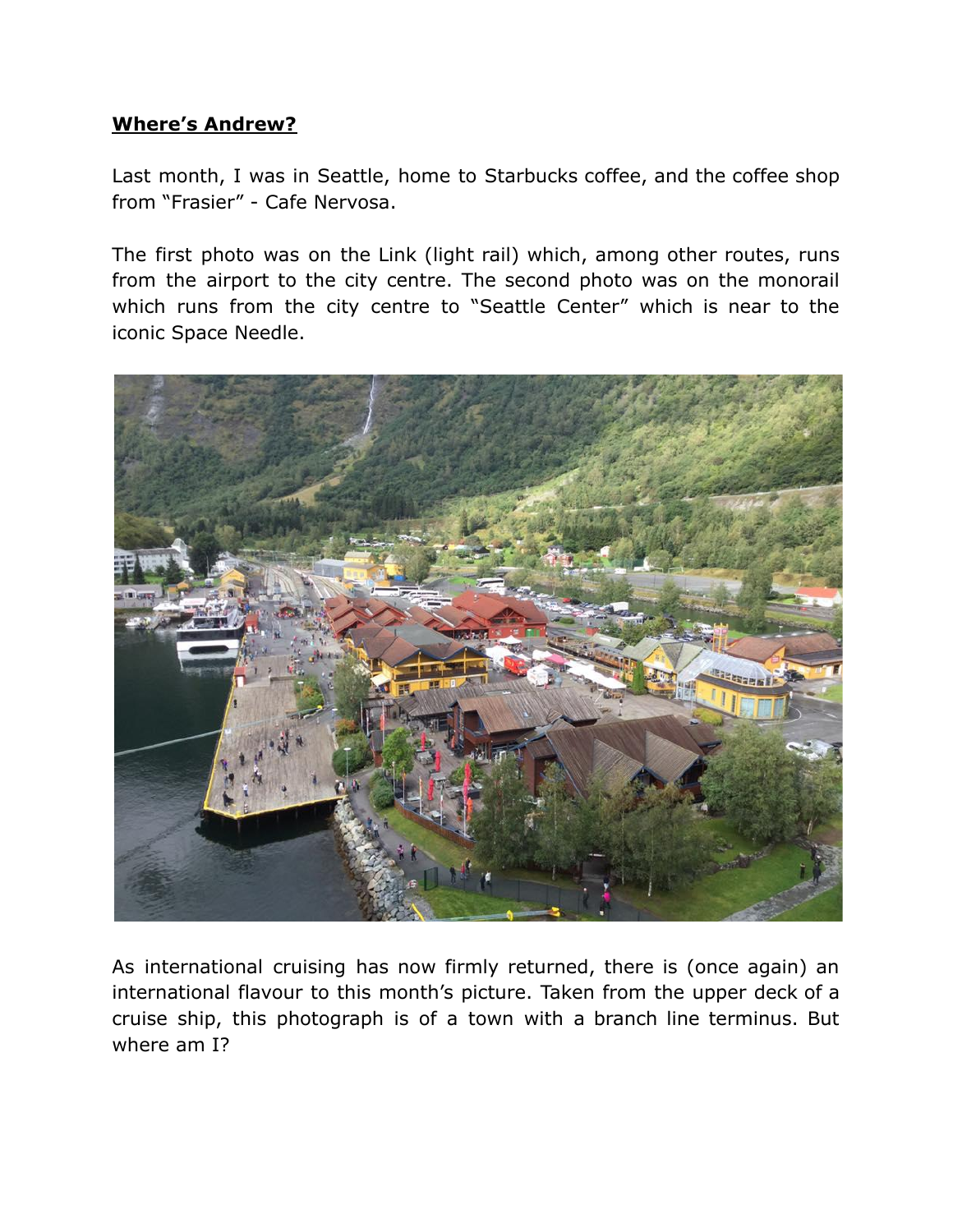**Where's Andrew?**

Last month, I was in Seattle, home to Starbucks coffee, and the coffee shop from "Frasier" - Cafe Nervosa.

The first photo was on the Link (light rail) which, among other routes, runs from the airport to the city centre. The second photo was on the monorail which runs from the city centre to "Seattle Center" which is near to the iconic Space Needle.

As international cruising has now firmly returned, there is (once again) an international flavour to this month's picture. Taken from the upper deck of a cruise ship, this photograph is of a town with a branch line terminus. But where am I?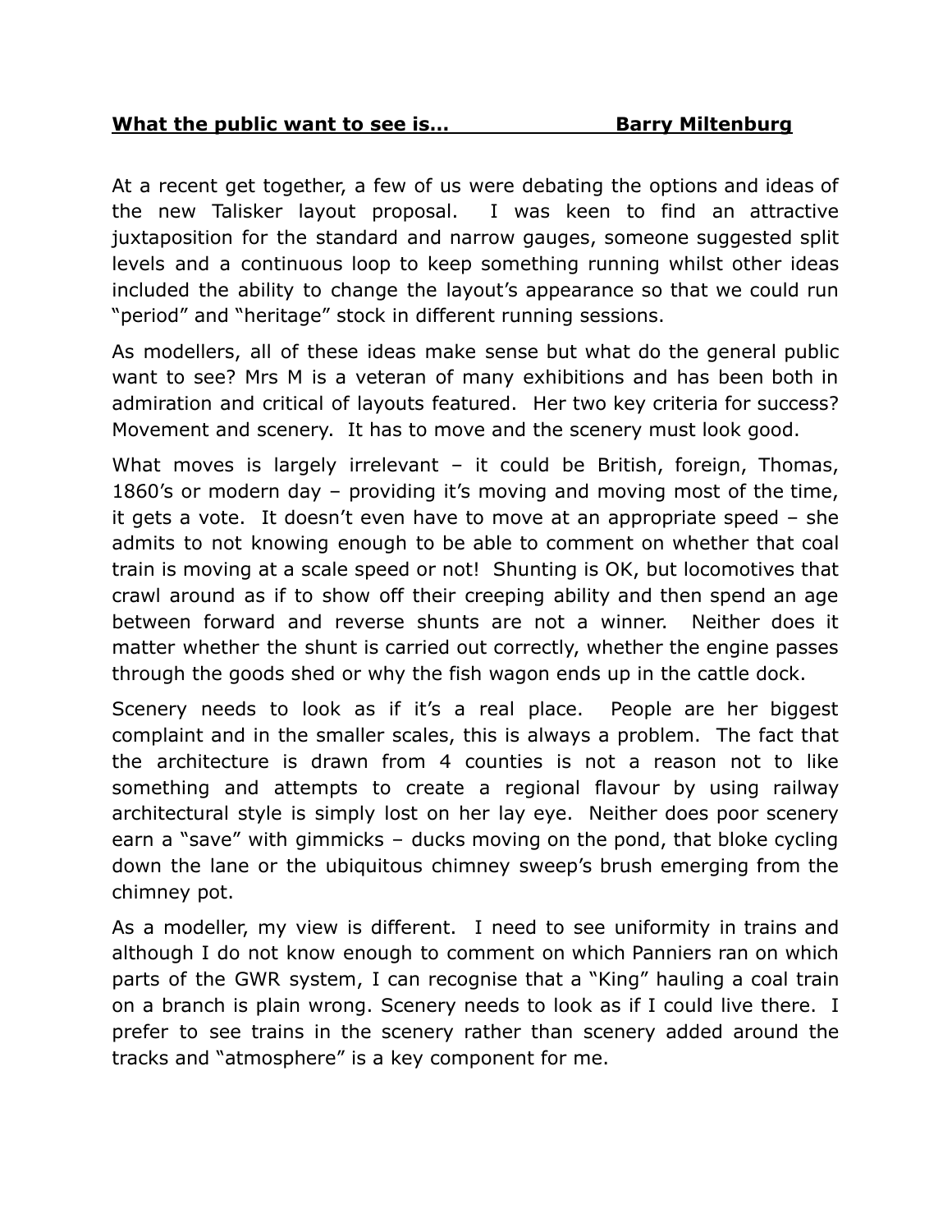**What the public want to see is… Barry Miltenburg**

At a recent get together, a few of us were debating the options and ideas of the new Talisker layout proposal. I was keen to find an attractive juxtaposition for the standard and narrow gauges, someone suggested split levels and a continuous loop to keep something running whilst other ideas included the ability to change the layout's appearance so that we could run "period" and "heritage" stock in different running sessions.

As modellers, all of these ideas make sense but what do the general public want to see? Mrs M is a veteran of many exhibitions and has been both in admiration and critical of layouts featured. Her two key criteria for success? Movement and scenery. It has to move and the scenery must look good.

What moves is largely irrelevant – it could be British, foreign, Thomas, 1860's or modern day – providing it's moving and moving most of the time, it gets a vote. It doesn't even have to move at an appropriate speed – she admits to not knowing enough to be able to comment on whether that coal train is moving at a scale speed or not! Shunting is OK, but locomotives that crawl around as if to show off their creeping ability and then spend an age between forward and reverse shunts are not a winner. Neither does it matter whether the shunt is carried out correctly, whether the engine passes through the goods shed or why the fish wagon ends up in the cattle dock.

Scenery needs to look as if it's a real place. People are her biggest complaint and in the smaller scales, this is always a problem. The fact that the architecture is drawn from 4 counties is not a reason not to like something and attempts to create a regional flavour by using railway architectural style is simply lost on her lay eye. Neither does poor scenery earn a "save" with gimmicks – ducks moving on the pond, that bloke cycling down the lane or the ubiquitous chimney sweep's brush emerging from the chimney pot.

As a modeller, my view is different. I need to see uniformity in trains and although I do not know enough to comment on which Panniers ran on which parts of the GWR system, I can recognise that a "King" hauling a coal train on a branch is plain wrong. Scenery needs to look as if I could live there. I prefer to see trains in the scenery rather than scenery added around the tracks and "atmosphere" is a key component for me.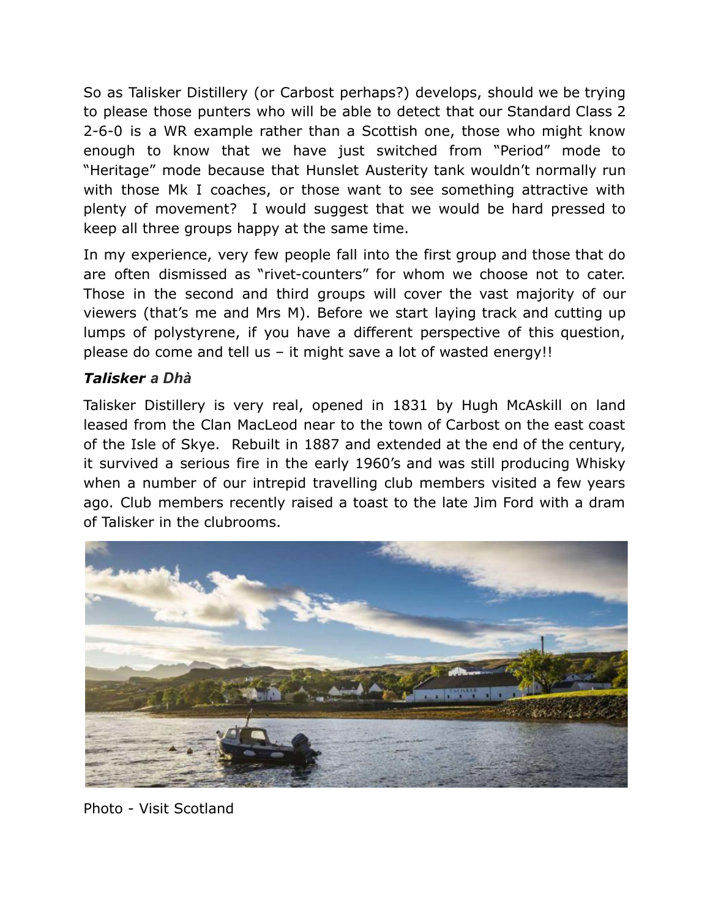So as Talisker Distillery (or Carbost perhaps?) develops, should we be trying to please those punters who will be able to detect that our Standard Class 2 2-6-0 is a WR example rather than a Scottish one, those who might know enough to know that we have just switched from "Period" mode to "Heritage" mode because that Hunslet Austerity tank wouldn't normally run with those Mk I coaches, or those want to see something attractive with plenty of movement? I would suggest that we would be hard pressed to keep all three groups happy at the same time.

In my experience, very few people fall into the first group and those that do are often dismissed as "rivet-counters" for whom we choose not to cater. Those in the second and third groups will cover the vast majority of our viewers (that's me and Mrs M). Before we start laying track and cutting up lumps of polystyrene, if you have a different perspective of this question, please do come and tell us – it might save a lot of wasted energy!!

***Talisker a Dhà***

Talisker Distillery is very real, opened in 1831 by Hugh McAskill on land leased from the Clan MacLeod near to the town of Carbost on the east coast of the Isle of Skye. Rebuilt in 1887 and extended at the end of the century, it survived a serious fire in the early 1960's and was still producing Whisky when a number of our intrepid travelling club members visited a few years ago. Club members recently raised a toast to the late Jim Ford with a dram of Talisker in the clubrooms.

Photo - Visit Scotland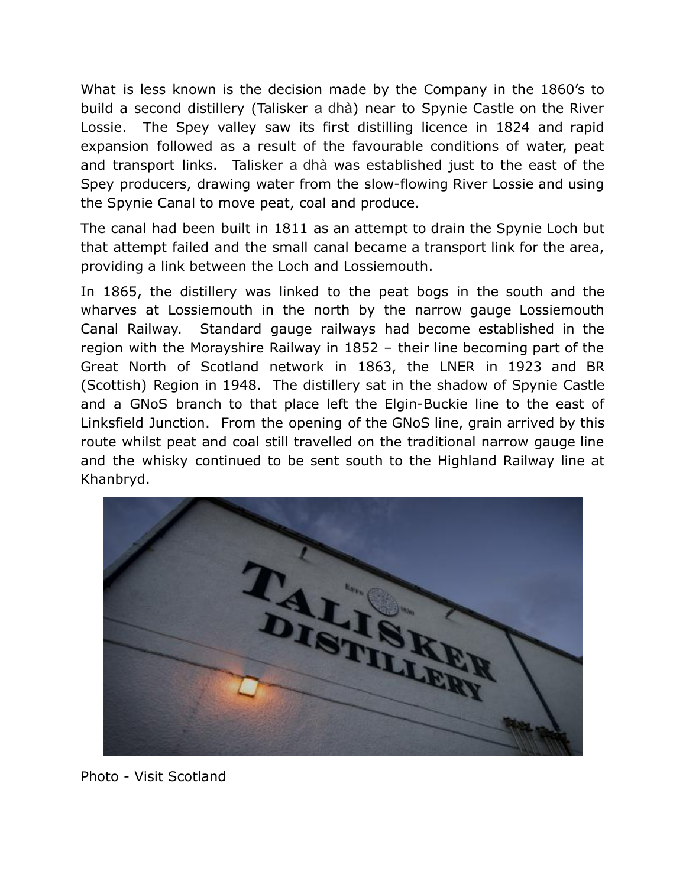What is less known is the decision made by the Company in the 1860's to build a second distillery (Talisker a dhà) near to Spynie Castle on the River Lossie. The Spey valley saw its first distilling licence in 1824 and rapid expansion followed as a result of the favourable conditions of water, peat and transport links. Talisker a dhà was established just to the east of the Spey producers, drawing water from the slow-flowing River Lossie and using the Spynie Canal to move peat, coal and produce.

The canal had been built in 1811 as an attempt to drain the Spynie Loch but that attempt failed and the small canal became a transport link for the area, providing a link between the Loch and Lossiemouth.

In 1865, the distillery was linked to the peat bogs in the south and the wharves at Lossiemouth in the north by the narrow gauge Lossiemouth Canal Railway. Standard gauge railways had become established in the region with the Morayshire Railway in 1852 – their line becoming part of the Great North of Scotland network in 1863, the LNER in 1923 and BR (Scottish) Region in 1948. The distillery sat in the shadow of Spynie Castle and a GNoS branch to that place left the Elgin-Buckie line to the east of Linksfield Junction. From the opening of the GNoS line, grain arrived by this route whilst peat and coal still travelled on the traditional narrow gauge line and the whisky continued to be sent south to the Highland Railway line at Khanbryd.

Photo - Visit Scotland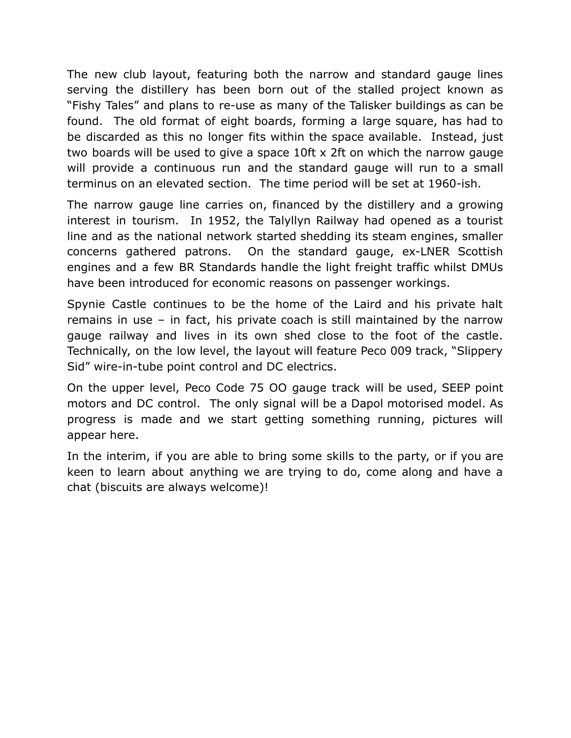The new club layout, featuring both the narrow and standard gauge lines serving the distillery has been born out of the stalled project known as "Fishy Tales" and plans to re-use as many of the Talisker buildings as can be found. The old format of eight boards, forming a large square, has had to be discarded as this no longer fits within the space available. Instead, just two boards will be used to give a space 10ft x 2ft on which the narrow gauge will provide a continuous run and the standard gauge will run to a small terminus on an elevated section. The time period will be set at 1960-ish.

The narrow gauge line carries on, financed by the distillery and a growing interest in tourism. In 1952, the Talyllyn Railway had opened as a tourist line and as the national network started shedding its steam engines, smaller concerns gathered patrons. On the standard gauge, ex-LNER Scottish engines and a few BR Standards handle the light freight traffic whilst DMUs have been introduced for economic reasons on passenger workings.

Spynie Castle continues to be the home of the Laird and his private halt remains in use – in fact, his private coach is still maintained by the narrow gauge railway and lives in its own shed close to the foot of the castle. Technically, on the low level, the layout will feature Peco 009 track, "Slippery Sid" wire-in-tube point control and DC electrics.

On the upper level, Peco Code 75 OO gauge track will be used, SEEP point motors and DC control. The only signal will be a Dapol motorised model. As progress is made and we start getting something running, pictures will appear here.

In the interim, if you are able to bring some skills to the party, or if you are keen to learn about anything we are trying to do, come along and have a chat (biscuits are always welcome)!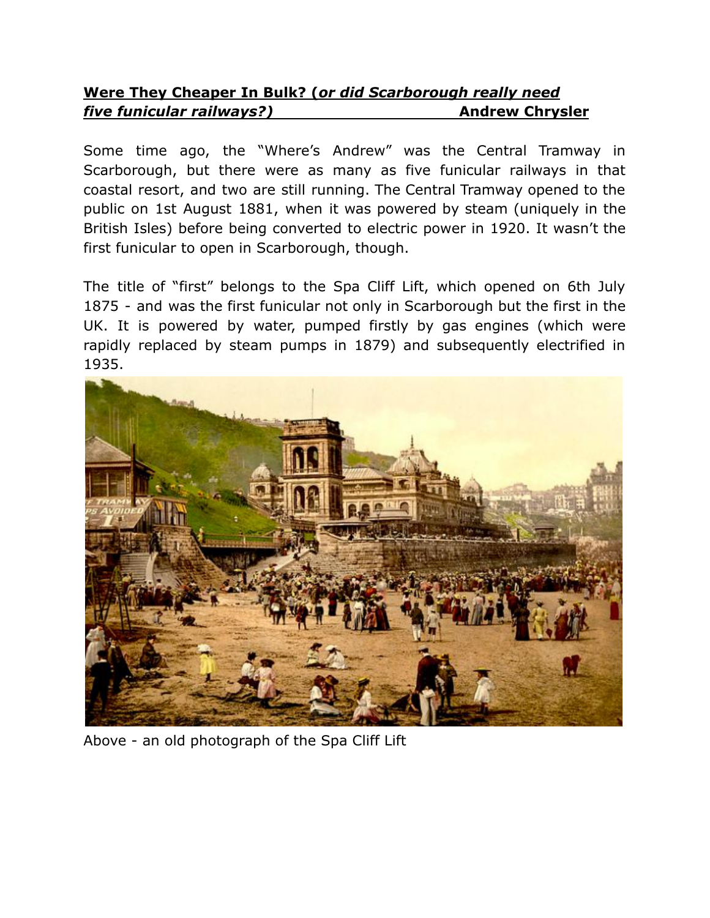## **Were They Cheaper In Bulk? (*or did Scarborough really need five funicular railways?)*** **Andrew Chrysler**

Some time ago, the "Where's Andrew" was the Central Tramway in Scarborough, but there were as many as five funicular railways in that coastal resort, and two are still running. The Central Tramway opened to the public on 1st August 1881, when it was powered by steam (uniquely in the British Isles) before being converted to electric power in 1920. It wasn't the first funicular to open in Scarborough, though.

The title of "first" belongs to the Spa Cliff Lift, which opened on 6th July 1875 - and was the first funicular not only in Scarborough but the first in the UK. It is powered by water, pumped firstly by gas engines (which were rapidly replaced by steam pumps in 1879) and subsequently electrified in 1935.

Above - an old photograph of the Spa Cliff Lift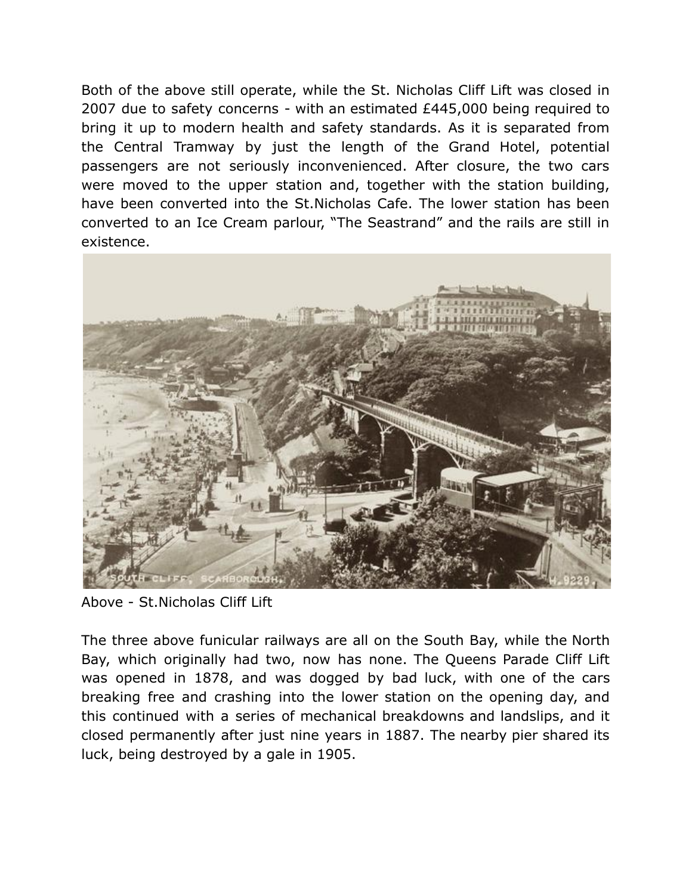Both of the above still operate, while the St. Nicholas Cliff Lift was closed in 2007 due to safety concerns - with an estimated £445,000 being required to bring it up to modern health and safety standards. As it is separated from the Central Tramway by just the length of the Grand Hotel, potential passengers are not seriously inconvenienced. After closure, the two cars were moved to the upper station and, together with the station building, have been converted into the St.Nicholas Cafe. The lower station has been converted to an Ice Cream parlour, "The Seastrand" and the rails are still in existence.

Above - St.Nicholas Cliff Lift

The three above funicular railways are all on the South Bay, while the North Bay, which originally had two, now has none. The Queens Parade Cliff Lift was opened in 1878, and was dogged by bad luck, with one of the cars breaking free and crashing into the lower station on the opening day, and this continued with a series of mechanical breakdowns and landslips, and it closed permanently after just nine years in 1887. The nearby pier shared its luck, being destroyed by a gale in 1905.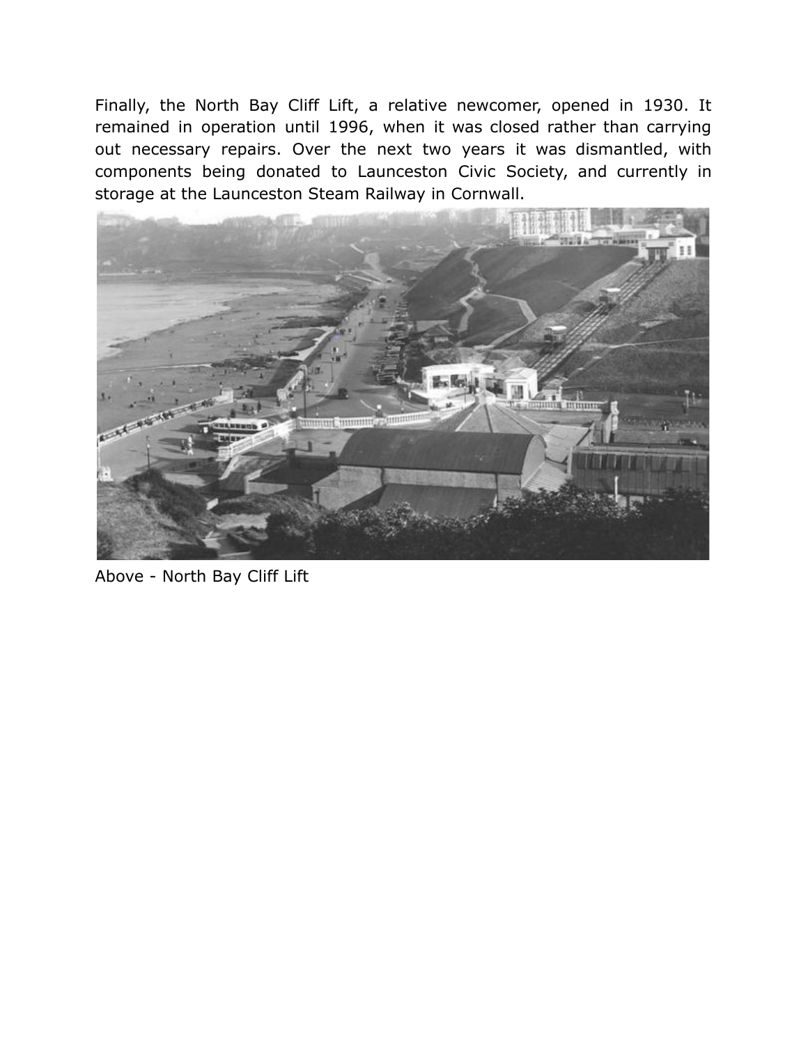Finally, the North Bay Cliff Lift, a relative newcomer, opened in 1930. It remained in operation until 1996, when it was closed rather than carrying out necessary repairs. Over the next two years it was dismantled, with components being donated to Launceston Civic Society, and currently in storage at the Launceston Steam Railway in Cornwall.

Above - North Bay Cliff Lift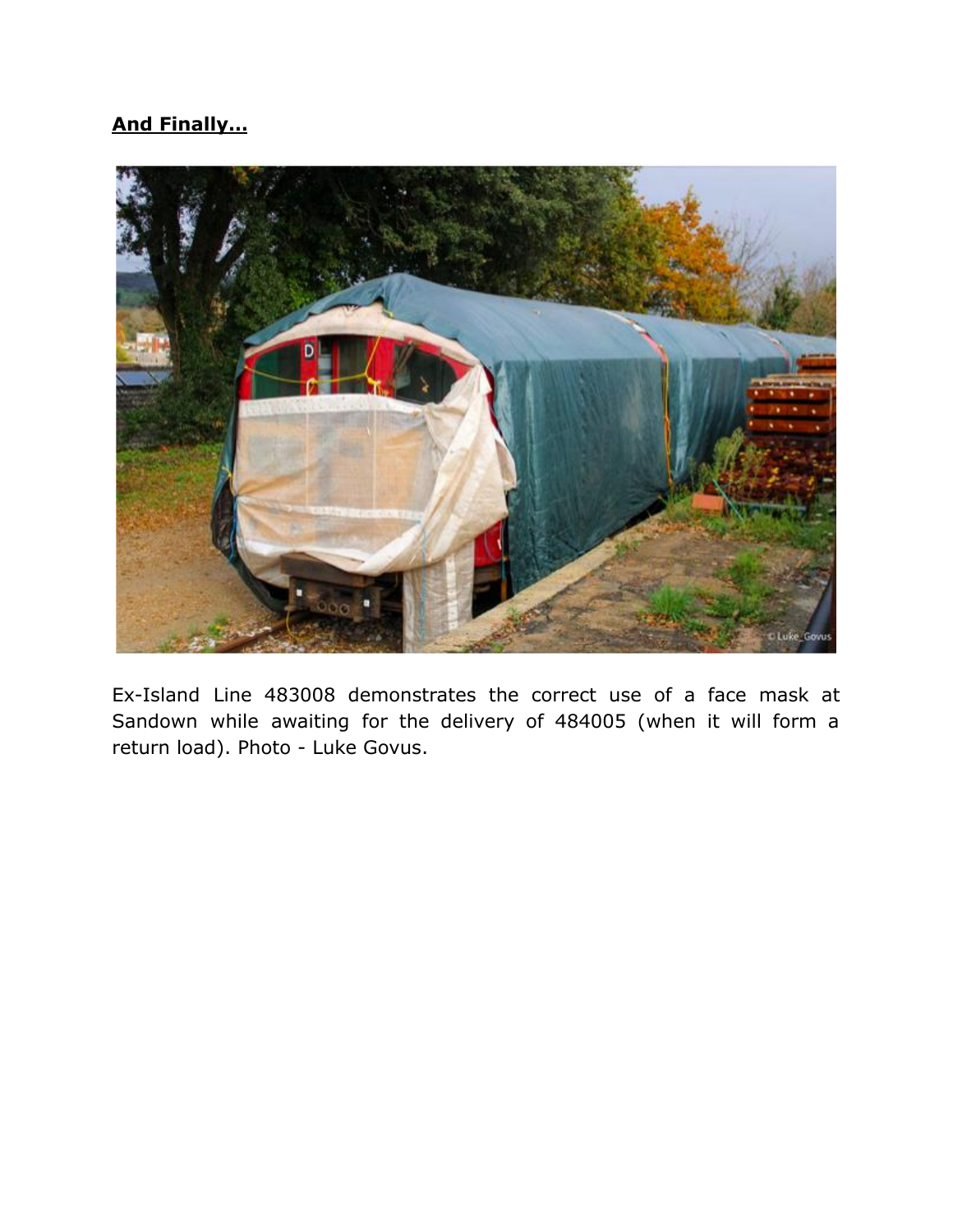## **And Finally…**

Ex-Island Line 483008 demonstrates the correct use of a face mask at Sandown while awaiting for the delivery of 484005 (when it will form a return load). Photo - Luke Govus.